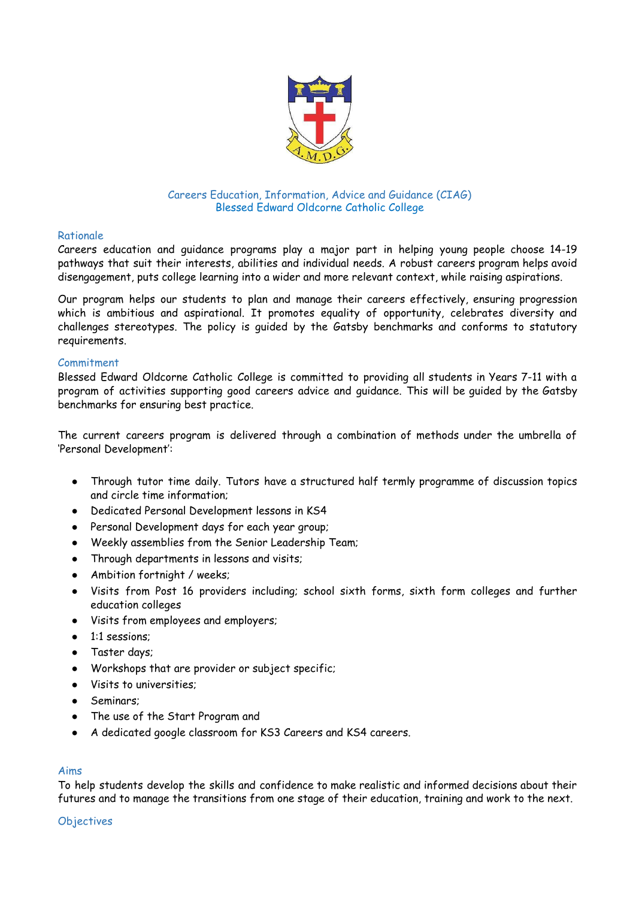# Careers Education, Information, Advice and Guidance (CIAG)
# Blessed Edward Oldcorne Catholic College

## Rationale

Careers education and guidance programs play a major part in helping young people choose 14-19 pathways that suit their interests, abilities and individual needs. A robust careers program helps avoid disengagement, puts college learning into a wider and more relevant context, while raising aspirations.

Our program helps our students to plan and manage their careers effectively, ensuring progression which is ambitious and aspirational. It promotes equality of opportunity, celebrates diversity and challenges stereotypes. The policy is guided by the Gatsby benchmarks and conforms to statutory requirements.

## Commitment

Blessed Edward Oldcorne Catholic College is committed to providing all students in Years 7-11 with a program of activities supporting good careers advice and guidance. This will be guided by the Gatsby benchmarks for ensuring best practice.

The current careers program is delivered through a combination of methods under the umbrella of 'Personal Development':

- Through tutor time daily. Tutors have a structured half termly programme of discussion topics and circle time information;
- Dedicated Personal Development lessons in KS4
- Personal Development days for each year group;
- Weekly assemblies from the Senior Leadership Team;
- Through departments in lessons and visits;
- Ambition fortnight / weeks;
- Visits from Post 16 providers including; school sixth forms, sixth form colleges and further education colleges
- Visits from employees and employers;
- 1:1 sessions;
- Taster days;
- Workshops that are provider or subject specific;
- Visits to universities;
- Seminars;
- The use of the Start Program and
- A dedicated google classroom for KS3 Careers and KS4 careers.

## Aims

To help students develop the skills and confidence to make realistic and informed decisions about their futures and to manage the transitions from one stage of their education, training and work to the next.

## Objectives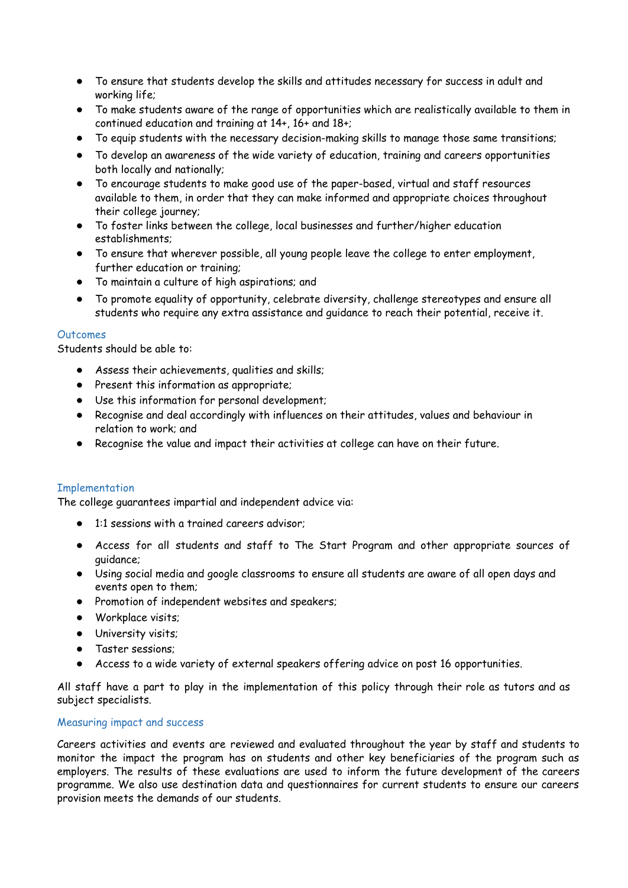- To ensure that students develop the skills and attitudes necessary for success in adult and working life;
- To make students aware of the range of opportunities which are realistically available to them in continued education and training at 14+, 16+ and 18+;
- To equip students with the necessary decision-making skills to manage those same transitions;
- To develop an awareness of the wide variety of education, training and careers opportunities both locally and nationally;
- To encourage students to make good use of the paper-based, virtual and staff resources available to them, in order that they can make informed and appropriate choices throughout their college journey;
- To foster links between the college, local businesses and further/higher education establishments;
- To ensure that wherever possible, all young people leave the college to enter employment, further education or training;
- To maintain a culture of high aspirations; and
- To promote equality of opportunity, celebrate diversity, challenge stereotypes and ensure all students who require any extra assistance and guidance to reach their potential, receive it.

## Outcomes

Students should be able to:

- Assess their achievements, qualities and skills;
- Present this information as appropriate;
- Use this information for personal development;
- Recognise and deal accordingly with influences on their attitudes, values and behaviour in relation to work; and
- Recognise the value and impact their activities at college can have on their future.

## Implementation

The college guarantees impartial and independent advice via:

- 1:1 sessions with a trained careers advisor;
- Access for all students and staff to The Start Program and other appropriate sources of guidance;
- Using social media and google classrooms to ensure all students are aware of all open days and events open to them;
- Promotion of independent websites and speakers;
- Workplace visits;
- University visits;
- Taster sessions;
- Access to a wide variety of external speakers offering advice on post 16 opportunities.

All staff have a part to play in the implementation of this policy through their role as tutors and as subject specialists.

## Measuring impact and success

Careers activities and events are reviewed and evaluated throughout the year by staff and students to monitor the impact the program has on students and other key beneficiaries of the program such as employers. The results of these evaluations are used to inform the future development of the careers programme. We also use destination data and questionnaires for current students to ensure our careers provision meets the demands of our students.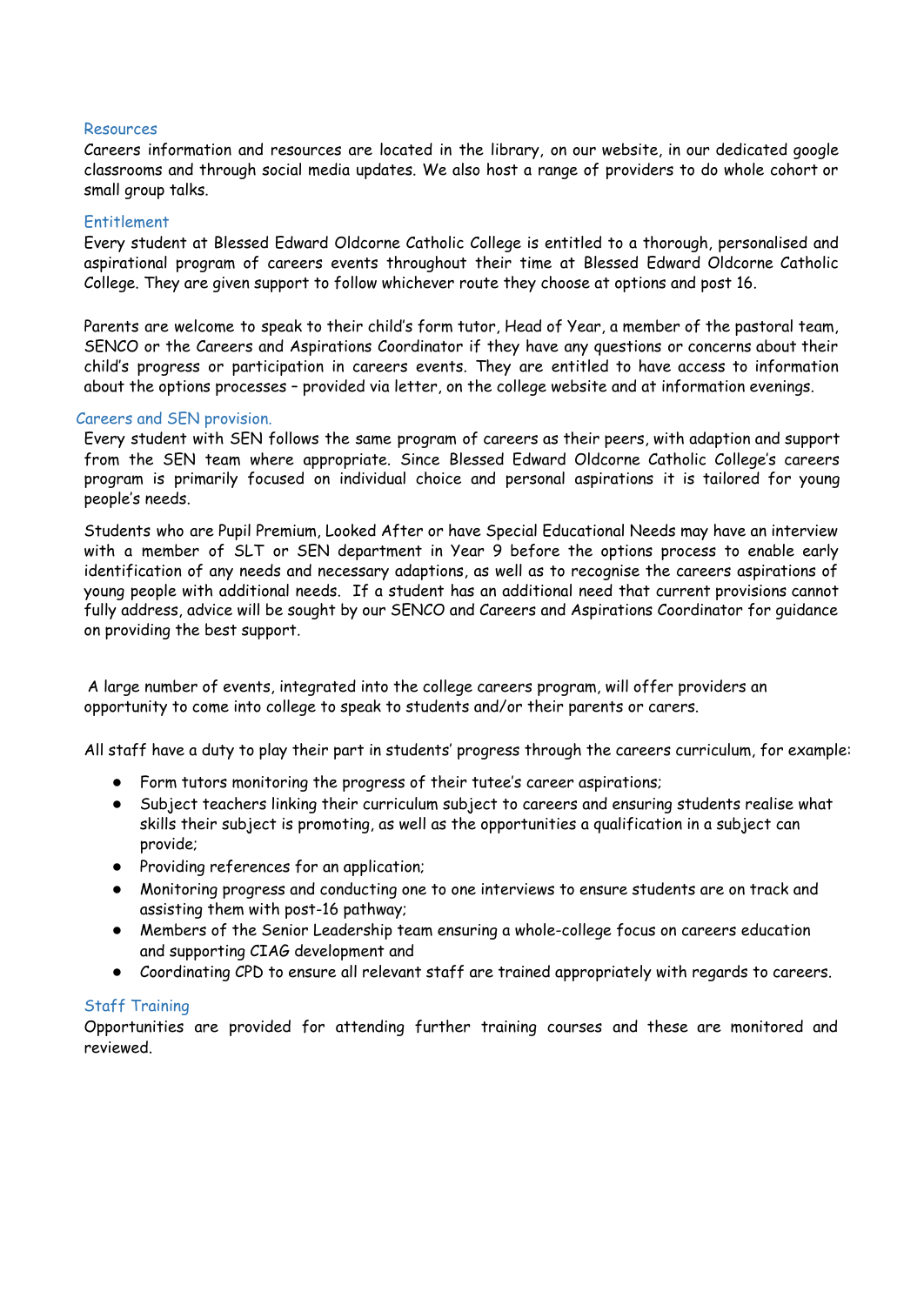## Resources

Careers information and resources are located in the library, on our website, in our dedicated google classrooms and through social media updates. We also host a range of providers to do whole cohort or small group talks.

## Entitlement

Every student at Blessed Edward Oldcorne Catholic College is entitled to a thorough, personalised and aspirational program of careers events throughout their time at Blessed Edward Oldcorne Catholic College. They are given support to follow whichever route they choose at options and post 16.

Parents are welcome to speak to their child's form tutor, Head of Year, a member of the pastoral team, SENCO or the Careers and Aspirations Coordinator if they have any questions or concerns about their child's progress or participation in careers events. They are entitled to have access to information about the options processes – provided via letter, on the college website and at information evenings.

## Careers and SEN provision.

Every student with SEN follows the same program of careers as their peers, with adaption and support from the SEN team where appropriate. Since Blessed Edward Oldcorne Catholic College's careers program is primarily focused on individual choice and personal aspirations it is tailored for young people's needs.

Students who are Pupil Premium, Looked After or have Special Educational Needs may have an interview with a member of SLT or SEN department in Year 9 before the options process to enable early identification of any needs and necessary adaptions, as well as to recognise the careers aspirations of young people with additional needs. If a student has an additional need that current provisions cannot fully address, advice will be sought by our SENCO and Careers and Aspirations Coordinator for guidance on providing the best support.

A large number of events, integrated into the college careers program, will offer providers an opportunity to come into college to speak to students and/or their parents or carers.

All staff have a duty to play their part in students' progress through the careers curriculum, for example:

- Form tutors monitoring the progress of their tutee's career aspirations;
- Subject teachers linking their curriculum subject to careers and ensuring students realise what skills their subject is promoting, as well as the opportunities a qualification in a subject can provide;
- Providing references for an application;
- Monitoring progress and conducting one to one interviews to ensure students are on track and assisting them with post-16 pathway;
- Members of the Senior Leadership team ensuring a whole-college focus on careers education and supporting CIAG development and
- Coordinating CPD to ensure all relevant staff are trained appropriately with regards to careers.

## Staff Training

Opportunities are provided for attending further training courses and these are monitored and reviewed.